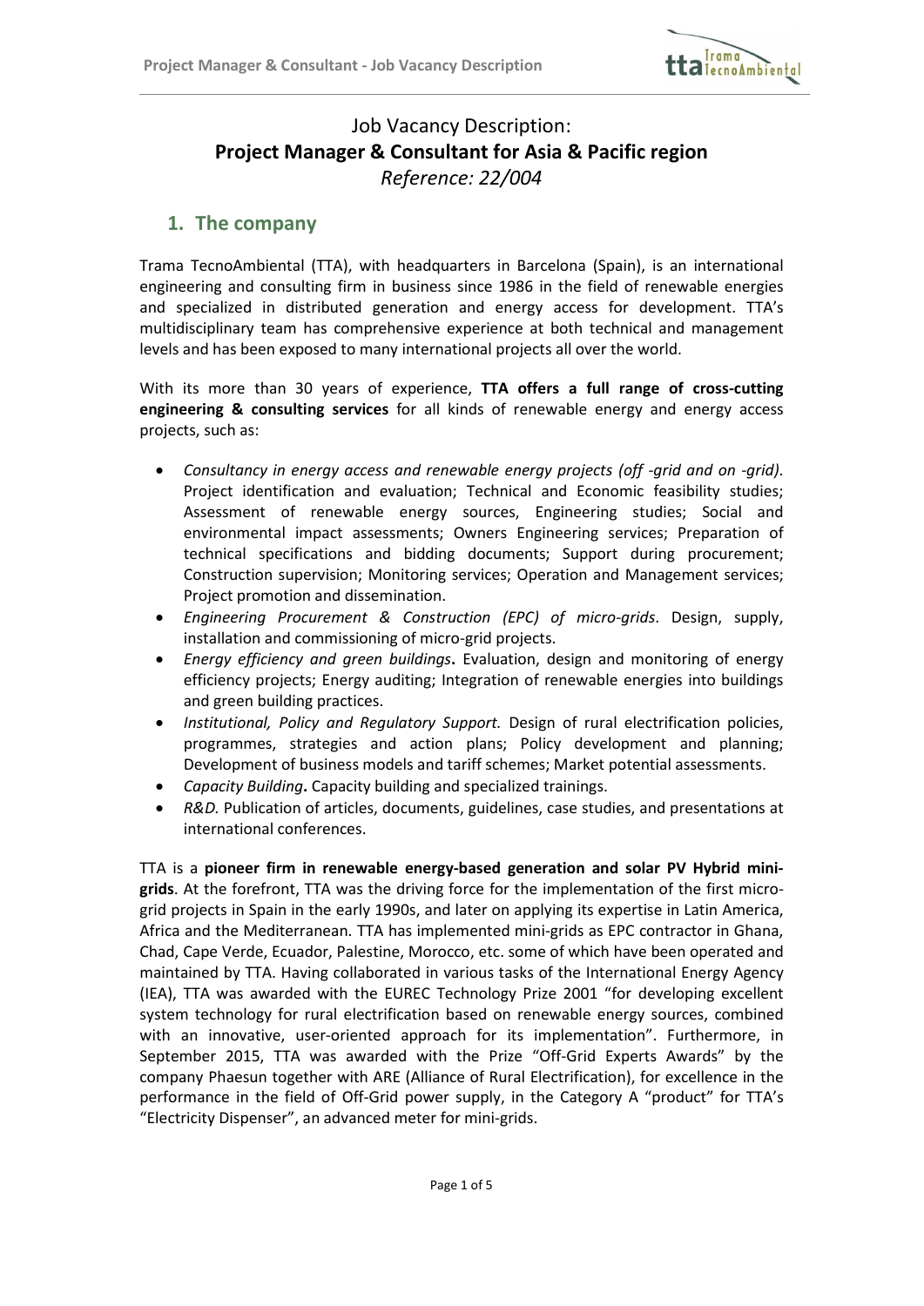# Job Vacancy Description:
# **Project Manager & Consultant for Asia & Pacific region**
*Reference: 22/004*

## 1. The company

Trama TecnoAmbiental (TTA), with headquarters in Barcelona (Spain), is an international engineering and consulting firm in business since 1986 in the field of renewable energies and specialized in distributed generation and energy access for development. TTA's multidisciplinary team has comprehensive experience at both technical and management levels and has been exposed to many international projects all over the world.

With its more than 30 years of experience, **TTA offers a full range of cross-cutting engineering & consulting services** for all kinds of renewable energy and energy access projects, such as:

- *Consultancy in energy access and renewable energy projects (off -grid and on -grid)*. Project identification and evaluation; Technical and Economic feasibility studies; Assessment of renewable energy sources, Engineering studies; Social and environmental impact assessments; Owners Engineering services; Preparation of technical specifications and bidding documents; Support during procurement; Construction supervision; Monitoring services; Operation and Management services; Project promotion and dissemination.
- *Engineering Procurement & Construction (EPC) of micro-grids*. Design, supply, installation and commissioning of micro-grid projects.
- *Energy efficiency and green buildings***.** Evaluation, design and monitoring of energy efficiency projects; Energy auditing; Integration of renewable energies into buildings and green building practices.
- *Institutional, Policy and Regulatory Support.* Design of rural electrification policies, programmes, strategies and action plans; Policy development and planning; Development of business models and tariff schemes; Market potential assessments.
- *Capacity Building***.** Capacity building and specialized trainings.
- *R&D.* Publication of articles, documents, guidelines, case studies, and presentations at international conferences.

TTA is a **pioneer firm in renewable energy-based generation and solar PV Hybrid mini-grids**. At the forefront, TTA was the driving force for the implementation of the first micro-grid projects in Spain in the early 1990s, and later on applying its expertise in Latin America, Africa and the Mediterranean. TTA has implemented mini-grids as EPC contractor in Ghana, Chad, Cape Verde, Ecuador, Palestine, Morocco, etc. some of which have been operated and maintained by TTA. Having collaborated in various tasks of the International Energy Agency (IEA), TTA was awarded with the EUREC Technology Prize 2001 "for developing excellent system technology for rural electrification based on renewable energy sources, combined with an innovative, user-oriented approach for its implementation". Furthermore, in September 2015, TTA was awarded with the Prize "Off-Grid Experts Awards" by the company Phaesun together with ARE (Alliance of Rural Electrification), for excellence in the performance in the field of Off-Grid power supply, in the Category A "product" for TTA's "Electricity Dispenser", an advanced meter for mini-grids.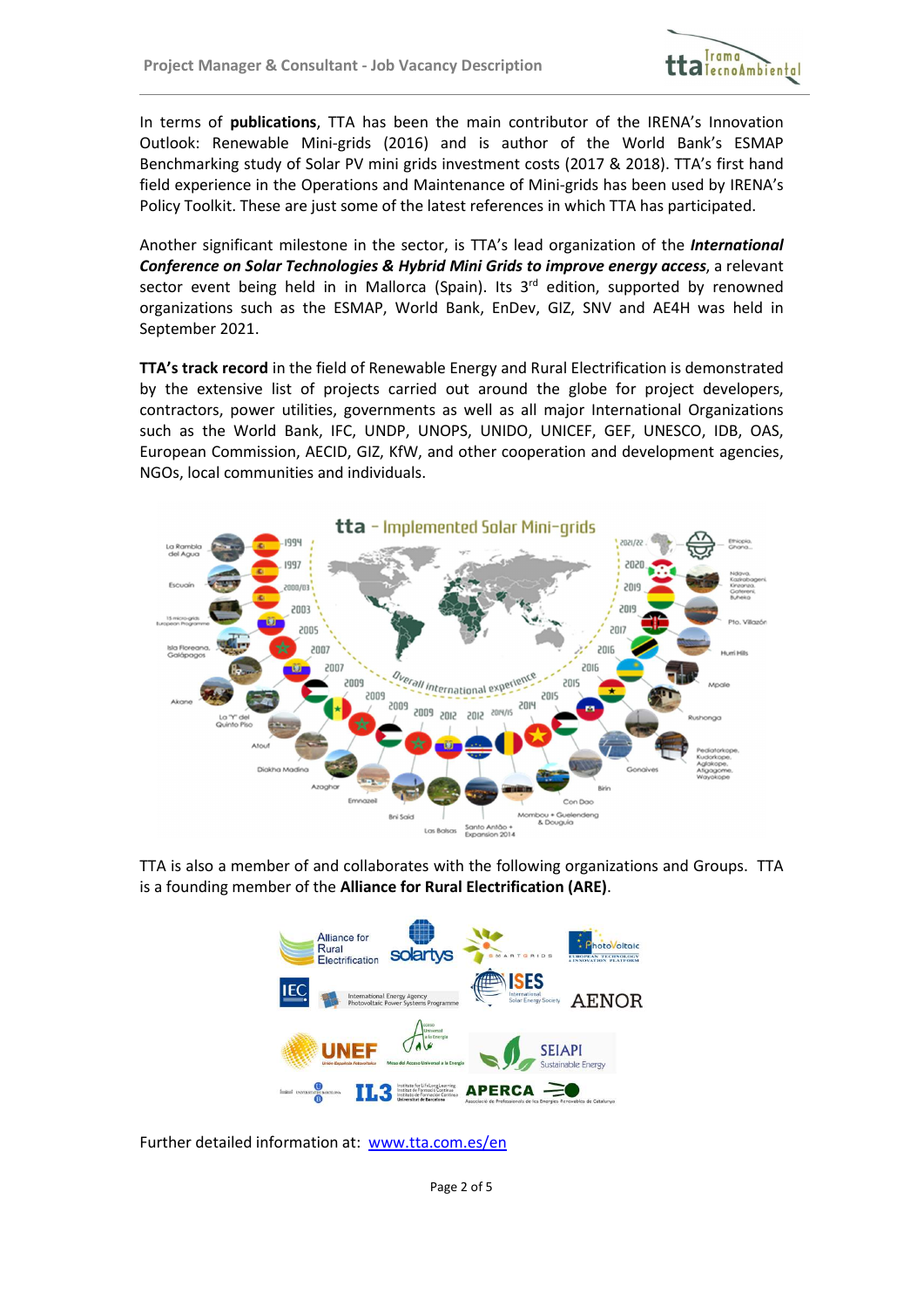In terms of **publications**, TTA has been the main contributor of the IRENA's Innovation Outlook: Renewable Mini-grids (2016) and is author of the World Bank's ESMAP Benchmarking study of Solar PV mini grids investment costs (2017 & 2018). TTA's first hand field experience in the Operations and Maintenance of Mini-grids has been used by IRENA's Policy Toolkit. These are just some of the latest references in which TTA has participated.

Another significant milestone in the sector, is TTA's lead organization of the ***International Conference on Solar Technologies & Hybrid Mini Grids to improve energy access***, a relevant sector event being held in in Mallorca (Spain). Its 3rd edition, supported by renowned organizations such as the ESMAP, World Bank, EnDev, GIZ, SNV and AE4H was held in September 2021.

**TTA's track record** in the field of Renewable Energy and Rural Electrification is demonstrated by the extensive list of projects carried out around the globe for project developers, contractors, power utilities, governments as well as all major International Organizations such as the World Bank, IFC, UNDP, UNOPS, UNIDO, UNICEF, GEF, UNESCO, IDB, OAS, European Commission, AECID, GIZ, KfW, and other cooperation and development agencies, NGOs, local communities and individuals.

TTA is also a member of and collaborates with the following organizations and Groups. TTA is a founding member of the **Alliance for Rural Electrification (ARE)**.

Further detailed information at: [www.tta.com.es/en](http://www.tta.com.es/en)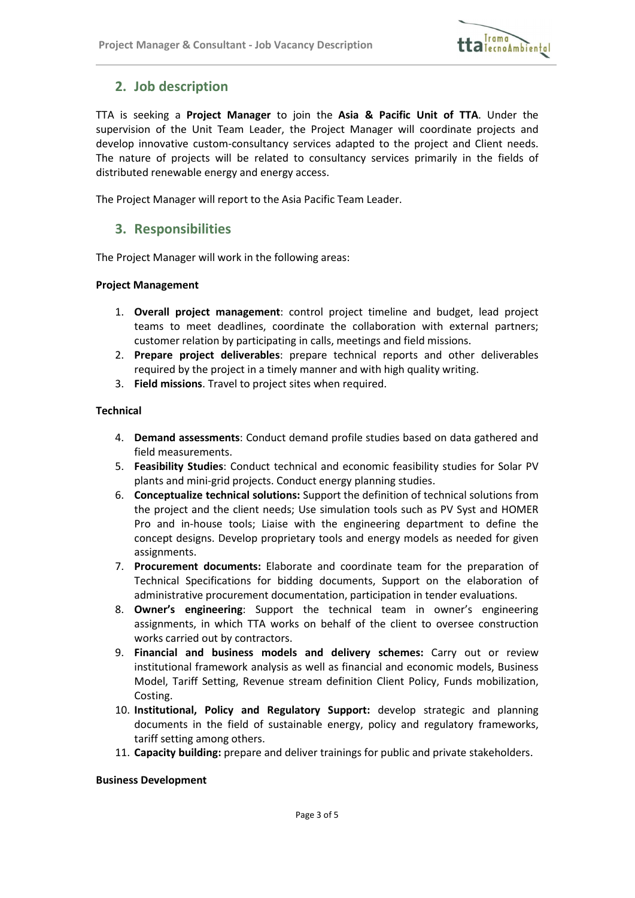## 2. Job description

TTA is seeking a **Project Manager** to join the **Asia & Pacific Unit of TTA**. Under the supervision of the Unit Team Leader, the Project Manager will coordinate projects and develop innovative custom-consultancy services adapted to the project and Client needs. The nature of projects will be related to consultancy services primarily in the fields of distributed renewable energy and energy access.

The Project Manager will report to the Asia Pacific Team Leader.

## 3. Responsibilities

The Project Manager will work in the following areas:

**Project Management**

1. **Overall project management**: control project timeline and budget, lead project teams to meet deadlines, coordinate the collaboration with external partners; customer relation by participating in calls, meetings and field missions.
2. **Prepare project deliverables**: prepare technical reports and other deliverables required by the project in a timely manner and with high quality writing.
3. **Field missions**. Travel to project sites when required.

**Technical**

4. **Demand assessments**: Conduct demand profile studies based on data gathered and field measurements.
5. **Feasibility Studies**: Conduct technical and economic feasibility studies for Solar PV plants and mini-grid projects. Conduct energy planning studies.
6. **Conceptualize technical solutions:** Support the definition of technical solutions from the project and the client needs; Use simulation tools such as PV Syst and HOMER Pro and in-house tools; Liaise with the engineering department to define the concept designs. Develop proprietary tools and energy models as needed for given assignments.
7. **Procurement documents:** Elaborate and coordinate team for the preparation of Technical Specifications for bidding documents, Support on the elaboration of administrative procurement documentation, participation in tender evaluations.
8. **Owner's engineering**: Support the technical team in owner's engineering assignments, in which TTA works on behalf of the client to oversee construction works carried out by contractors.
9. **Financial and business models and delivery schemes:** Carry out or review institutional framework analysis as well as financial and economic models, Business Model, Tariff Setting, Revenue stream definition Client Policy, Funds mobilization, Costing.
10. **Institutional, Policy and Regulatory Support:** develop strategic and planning documents in the field of sustainable energy, policy and regulatory frameworks, tariff setting among others.
11. **Capacity building:** prepare and deliver trainings for public and private stakeholders.

**Business Development**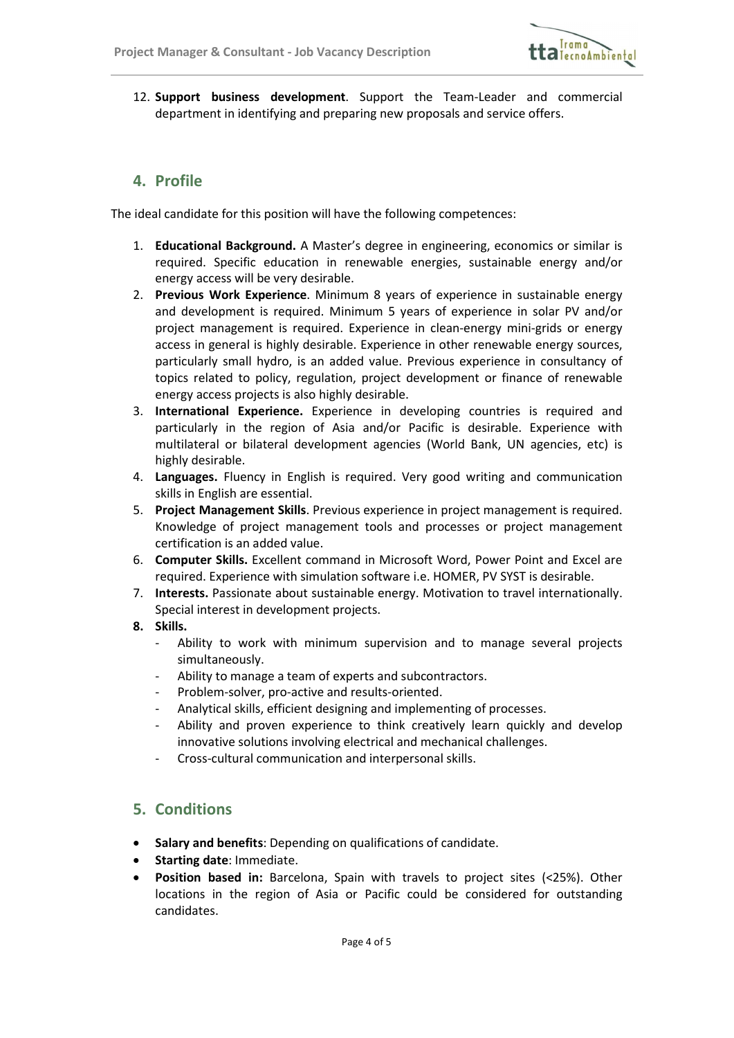12. **Support business development**. Support the Team-Leader and commercial department in identifying and preparing new proposals and service offers.

## 4. Profile

The ideal candidate for this position will have the following competences:

1. **Educational Background.** A Master's degree in engineering, economics or similar is required. Specific education in renewable energies, sustainable energy and/or energy access will be very desirable.
2. **Previous Work Experience**. Minimum 8 years of experience in sustainable energy and development is required. Minimum 5 years of experience in solar PV and/or project management is required. Experience in clean-energy mini-grids or energy access in general is highly desirable. Experience in other renewable energy sources, particularly small hydro, is an added value. Previous experience in consultancy of topics related to policy, regulation, project development or finance of renewable energy access projects is also highly desirable.
3. **International Experience.** Experience in developing countries is required and particularly in the region of Asia and/or Pacific is desirable. Experience with multilateral or bilateral development agencies (World Bank, UN agencies, etc) is highly desirable.
4. **Languages.** Fluency in English is required. Very good writing and communication skills in English are essential.
5. **Project Management Skills**. Previous experience in project management is required. Knowledge of project management tools and processes or project management certification is an added value.
6. **Computer Skills.** Excellent command in Microsoft Word, Power Point and Excel are required. Experience with simulation software i.e. HOMER, PV SYST is desirable.
7. **Interests.** Passionate about sustainable energy. Motivation to travel internationally. Special interest in development projects.
8. **Skills.**
   - Ability to work with minimum supervision and to manage several projects simultaneously.
   - Ability to manage a team of experts and subcontractors.
   - Problem-solver, pro-active and results-oriented.
   - Analytical skills, efficient designing and implementing of processes.
   - Ability and proven experience to think creatively learn quickly and develop innovative solutions involving electrical and mechanical challenges.
   - Cross-cultural communication and interpersonal skills.

## 5. Conditions

- **Salary and benefits**: Depending on qualifications of candidate.
- **Starting date**: Immediate.
- **Position based in:** Barcelona, Spain with travels to project sites (<25%). Other locations in the region of Asia or Pacific could be considered for outstanding candidates.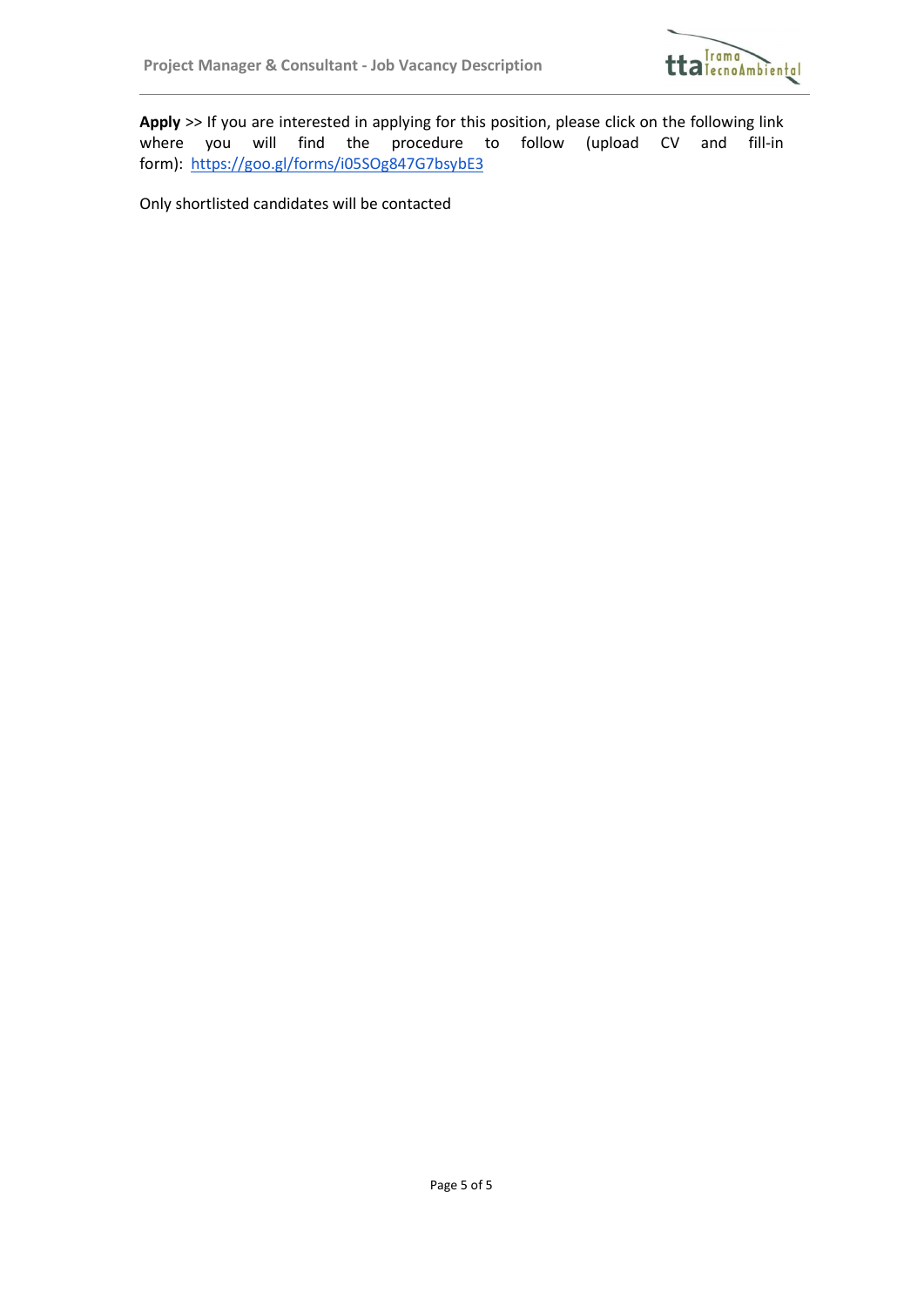**Apply** >> If you are interested in applying for this position, please click on the following link where you will find the procedure to follow (upload CV and fill-in form): https://goo.gl/forms/i05SOg847G7bsybE3

Only shortlisted candidates will be contacted